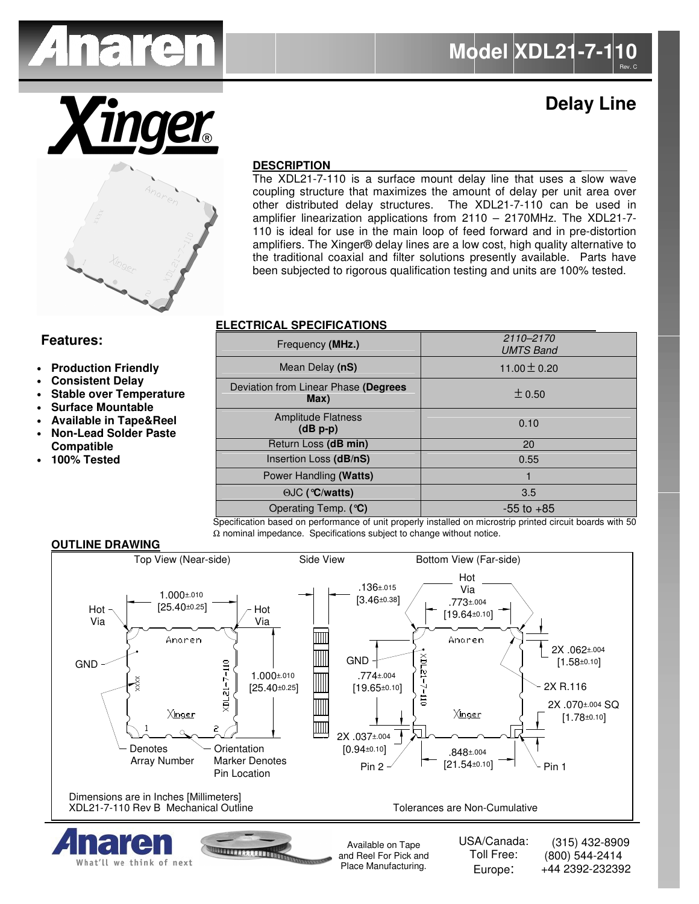# Model XDL21-7-110

Rev. C

## Delay Line

### DESCRIPTION

The XDL21-7-110 is a surface mount delay line that uses a slow wave coupling structure that maximizes the amount of delay per unit area over other distributed delay structures. The XDL21-7-110 can be used in amplifier linearization applications from 2110 – 2170MHz. The XDL21-7-110 is ideal for use in the main loop of feed forward and in pre-distortion amplifiers. The Xinger® delay lines are a low cost, high quality alternative to the traditional coaxial and filter solutions presently available. Parts have been subjected to rigorous qualification testing and units are 100% tested.

### Features:

- **Production Friendly**
- **Consistent Delay**
- **Stable over Temperature**
- **Surface Mountable**
- **Available in Tape&Reel**
- **Non-Lead Solder Paste Compatible**
- **100% Tested**

### ELECTRICAL SPECIFICATIONS

| Frequency **(MHz.)** | *2110–2170 UMTS Band* |
|---|---|
| Mean Delay **(nS)** | 11.00 ± 0.20 |
| Deviation from Linear Phase **(Degrees Max)** | ± 0.50 |
| Amplitude Flatness **(dB p-p)** | 0.10 |
| Return Loss **(dB min)** | 20 |
| Insertion Loss **(dB/nS)** | 0.55 |
| Power Handling **(Watts)** | 1 |
| ΘJC **(°C/watts)** | 3.5 |
| Operating Temp. **(°C)** | -55 to +85 |

Specification based on performance of unit properly installed on microstrip printed circuit boards with 50 Ω nominal impedance. Specifications subject to change without notice.

### OUTLINE DRAWING

Top View (Near-side) — Side View — Bottom View (Far-side)

Top View: 1.000±.010 [25.40±0.25] (width); 1.000±.010 [25.40±0.25] (height); Hot Via; Hot Via; GND; Denotes Array Number; Orientation Marker Denotes Pin Location

Side View: .136±.015 [3.46±0.38]

Bottom View: Hot Via; .773±.004 [19.64±0.10]; GND; .774±.004 [19.65±0.10]; 2X .062±.004 [1.58±0.10]; 2X R.116; 2X .070±.004 SQ [1.78±0.10]; 2X .037±.004 [0.94±0.10]; .848±.004 [21.54±0.10]; Pin 2; Pin 1

Dimensions are in Inches [Millimeters]
XDL21-7-110 Rev B Mechanical Outline

Tolerances are Non-Cumulative

Anaren — What'll we think of next

Available on Tape and Reel For Pick and Place Manufacturing.

| | |
|---|---|
| USA/Canada: | (315) 432-8909 |
| Toll Free: | (800) 544-2414 |
| Europe: | +44 2392-232392 |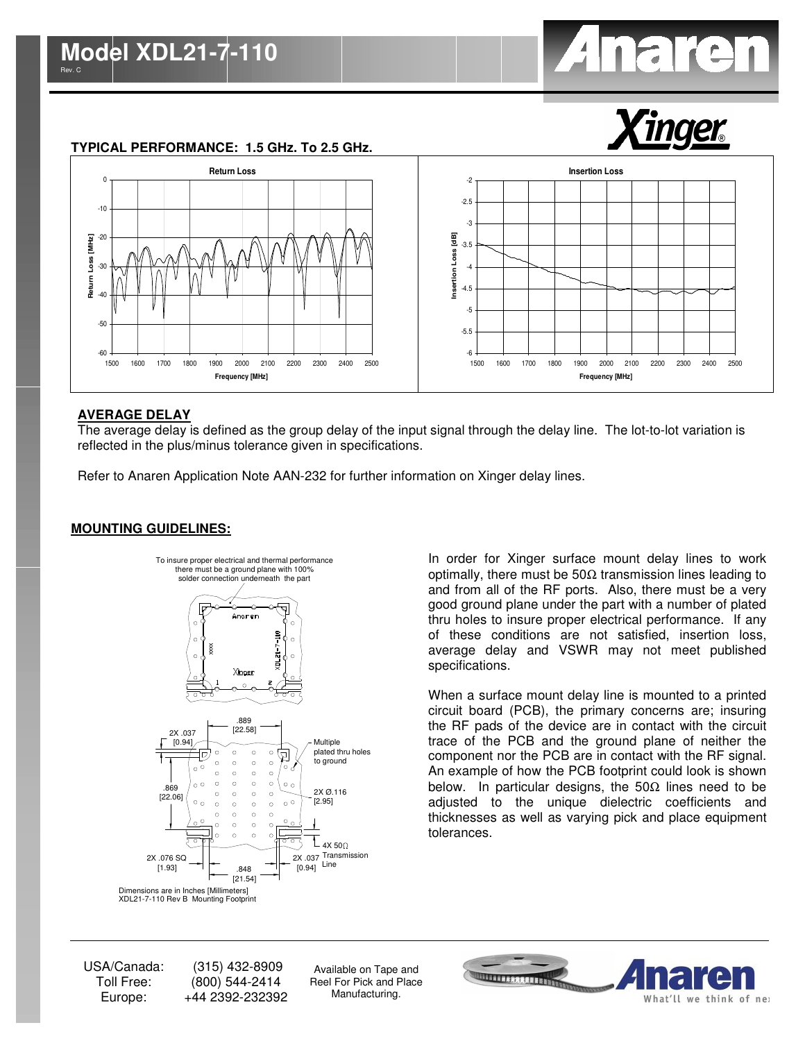# Model XDL21-7-110

Rev. C

## TYPICAL PERFORMANCE: 1.5 GHz. To 2.5 GHz.

Return Loss

Insertion Loss

## AVERAGE DELAY

The average delay is defined as the group delay of the input signal through the delay line. The lot-to-lot variation is reflected in the plus/minus tolerance given in specifications.

Refer to Anaren Application Note AAN-232 for further information on Xinger delay lines.

## MOUNTING GUIDELINES:

To insure proper electrical and thermal performance there must be a ground plane with 100% solder connection underneath the part

Dimensions are in Inches [Millimeters]
XDL21-7-110 Rev B Mounting Footprint

In order for Xinger surface mount delay lines to work optimally, there must be 50Ω transmission lines leading to and from all of the RF ports. Also, there must be a very good ground plane under the part with a number of plated thru holes to insure proper electrical performance. If any of these conditions are not satisfied, insertion loss, average delay and VSWR may not meet published specifications.

When a surface mount delay line is mounted to a printed circuit board (PCB), the primary concerns are; insuring the RF pads of the device are in contact with the circuit trace of the PCB and the ground plane of neither the component nor the PCB are in contact with the RF signal. An example of how the PCB footprint could look is shown below. In particular designs, the 50Ω lines need to be adjusted to the unique dielectric coefficients and thicknesses as well as varying pick and place equipment tolerances.

USA/Canada: (315) 432-8909
Toll Free: (800) 544-2414
Europe: +44 2392-232392

Available on Tape and Reel For Pick and Place Manufacturing.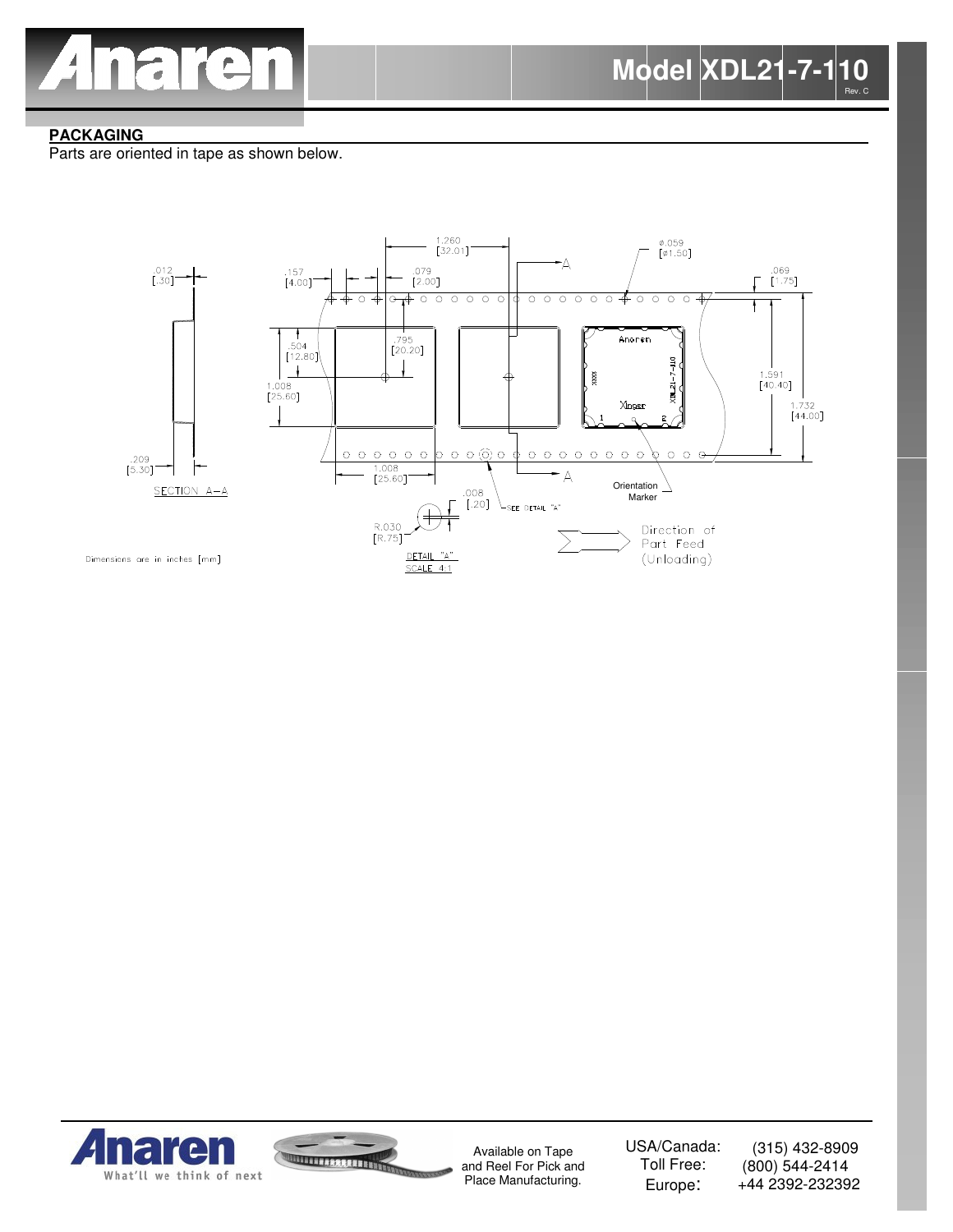## PACKAGING

Parts are oriented in tape as shown below.

1.260 [32.01]

Ø.059 [Ø1.50]

.012 [.30]

.157 [4.00]

.079 [2.00]

.069 [1.75]

.504 [12.80]

.795 [20.20]

1.008 [25.60]

1.591 [40.40]

1.732 [44.00]

.209 [5.30]

SECTION A–A

1.008 [25.60]

.008 [.20]

SEE DETAIL "A"

Orientation Marker

R.030 [R.75]

DETAIL "A" SCALE 4:1

Direction of Part Feed (Unloading)

Dimensions are in inches [mm]

Available on Tape and Reel For Pick and Place Manufacturing.

USA/Canada: (315) 432-8909
Toll Free: (800) 544-2414
Europe: +44 2392-232392